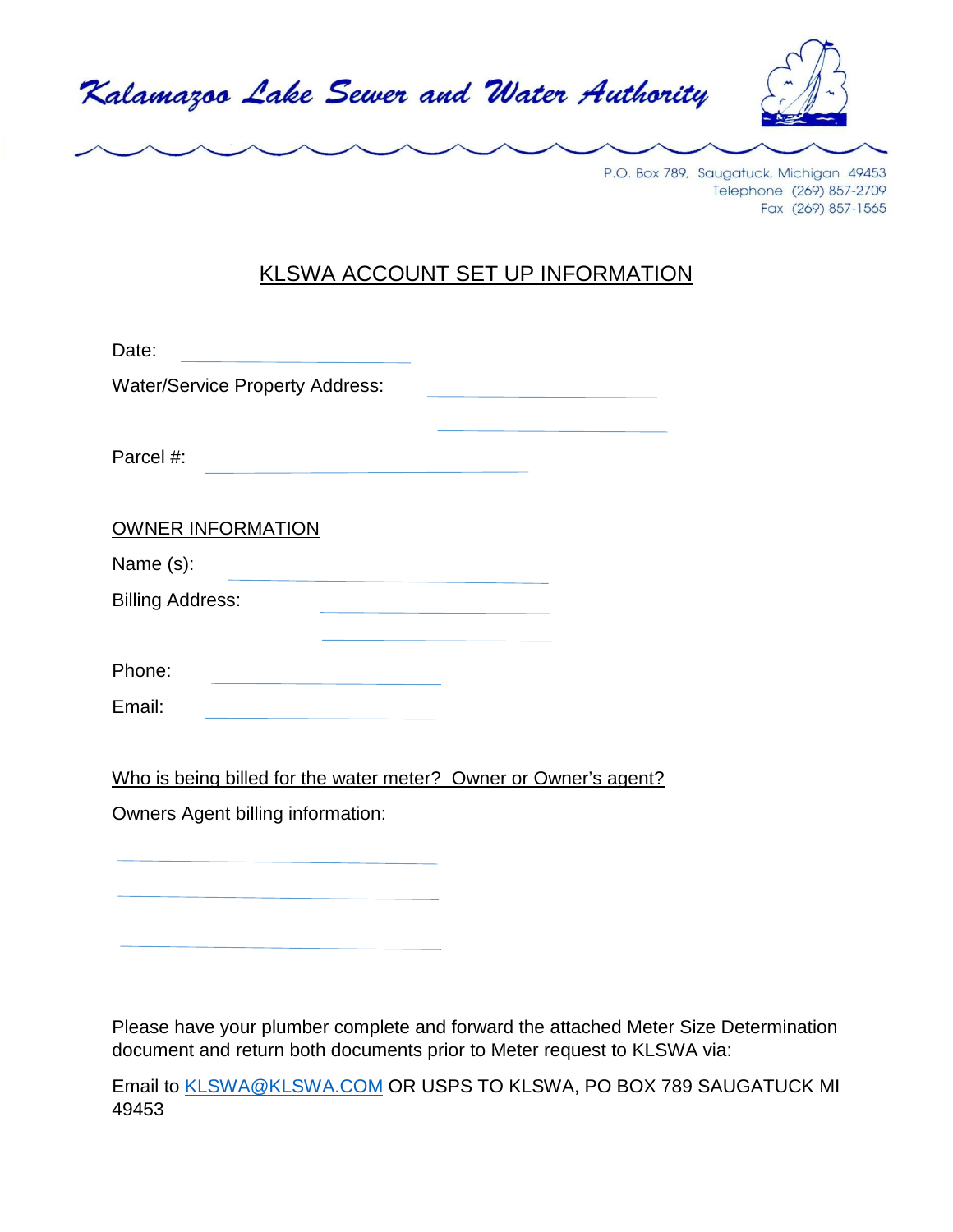# Kalamazoo Lake Sewer and Water Authority

P.O. Box 789, Saugatuck, Michigan 49453
Telephone (269) 857-2709
Fax (269) 857-1565

## KLSWA ACCOUNT SET UP INFORMATION

Date: ______________________

Water/Service Property Address: ______________________

______________________

Parcel #: ______________________

OWNER INFORMATION

Name (s): ______________________

Billing Address: ______________________

______________________

Phone: ______________________

Email: ______________________

Who is being billed for the water meter? Owner or Owner's agent?

Owners Agent billing information:

______________________

______________________

______________________

Please have your plumber complete and forward the attached Meter Size Determination document and return both documents prior to Meter request to KLSWA via:

Email to KLSWA@KLSWA.COM OR USPS TO KLSWA, PO BOX 789 SAUGATUCK MI 49453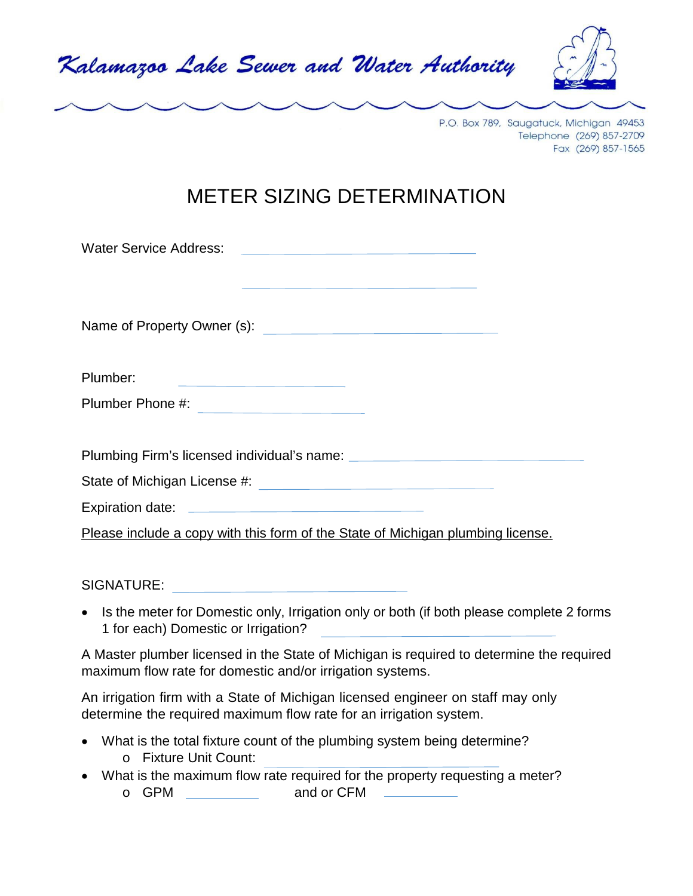Kalamazoo Lake Sewer and Water Authority

P.O. Box 789, Saugatuck, Michigan 49453
Telephone (269) 857-2709
Fax (269) 857-1565

# METER SIZING DETERMINATION

Water Service Address: ______________________________

______________________________

Name of Property Owner (s): ______________________________

Plumber: ______________________

Plumber Phone #: ______________________

Plumbing Firm's licensed individual's name: ______________________________

State of Michigan License #: ______________________________

Expiration date: ______________________________

Please include a copy with this form of the State of Michigan plumbing license.

SIGNATURE: ______________________________

- Is the meter for Domestic only, Irrigation only or both (if both please complete 2 forms 1 for each) Domestic or Irrigation? ______________________________

A Master plumber licensed in the State of Michigan is required to determine the required maximum flow rate for domestic and/or irrigation systems.

An irrigation firm with a State of Michigan licensed engineer on staff may only determine the required maximum flow rate for an irrigation system.

- What is the total fixture count of the plumbing system being determine?
  - Fixture Unit Count: ______________________________
- What is the maximum flow rate required for the property requesting a meter?
  - GPM __________ and or CFM __________